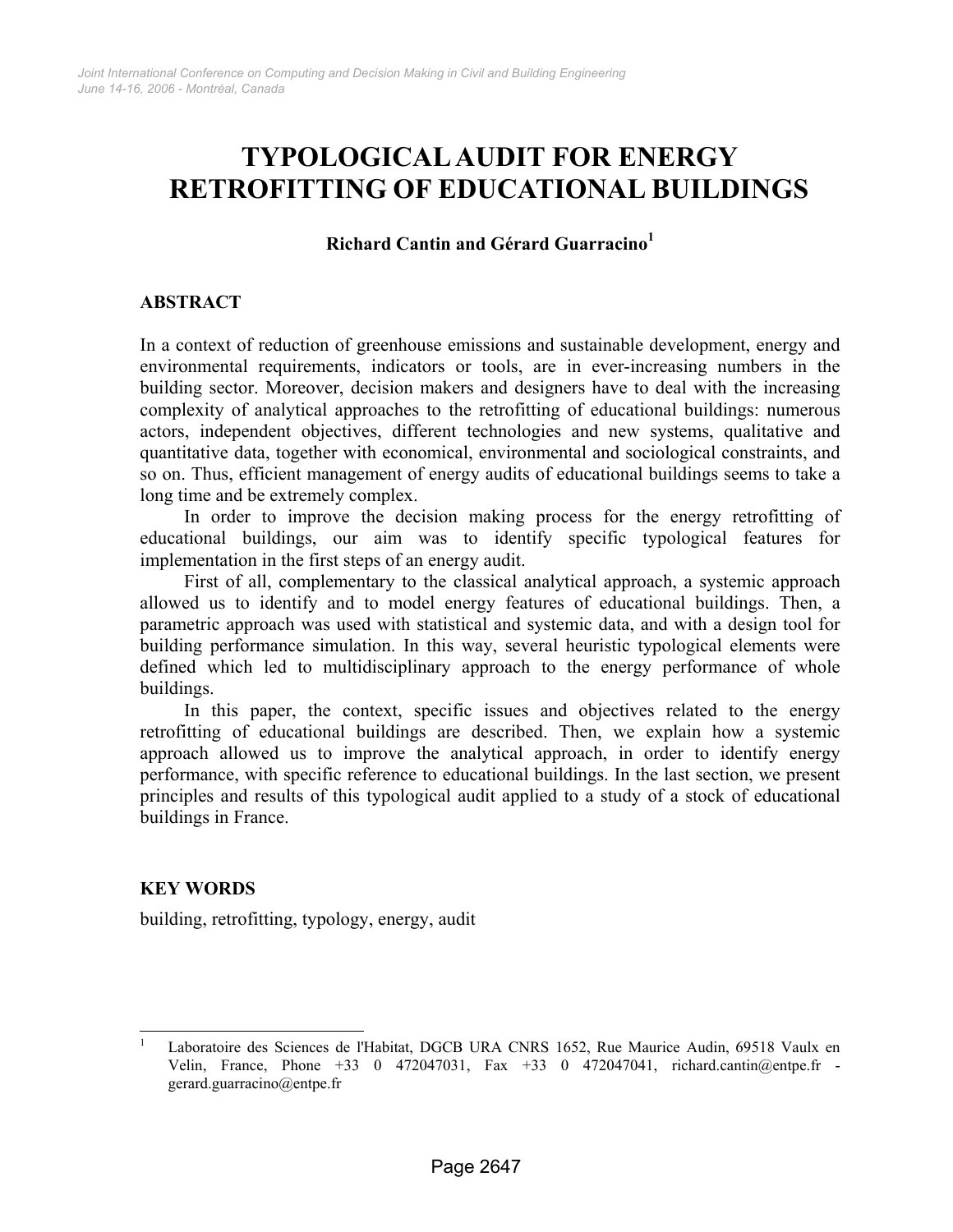# TYPOLOGICAL AUDIT FOR ENERGY RETROFITTING OF EDUCATIONAL BUILDINGS

**Richard Cantin and Gérard Guarracino[1]**

## ABSTRACT

In a context of reduction of greenhouse emissions and sustainable development, energy and environmental requirements, indicators or tools, are in ever-increasing numbers in the building sector. Moreover, decision makers and designers have to deal with the increasing complexity of analytical approaches to the retrofitting of educational buildings: numerous actors, independent objectives, different technologies and new systems, qualitative and quantitative data, together with economical, environmental and sociological constraints, and so on. Thus, efficient management of energy audits of educational buildings seems to take a long time and be extremely complex.

In order to improve the decision making process for the energy retrofitting of educational buildings, our aim was to identify specific typological features for implementation in the first steps of an energy audit.

First of all, complementary to the classical analytical approach, a systemic approach allowed us to identify and to model energy features of educational buildings. Then, a parametric approach was used with statistical and systemic data, and with a design tool for building performance simulation. In this way, several heuristic typological elements were defined which led to multidisciplinary approach to the energy performance of whole buildings.

In this paper, the context, specific issues and objectives related to the energy retrofitting of educational buildings are described. Then, we explain how a systemic approach allowed us to improve the analytical approach, in order to identify energy performance, with specific reference to educational buildings. In the last section, we present principles and results of this typological audit applied to a study of a stock of educational buildings in France.

## KEY WORDS

building, retrofitting, typology, energy, audit

---

[1] Laboratoire des Sciences de l'Habitat, DGCB URA CNRS 1652, Rue Maurice Audin, 69518 Vaulx en Velin, France, Phone +33 0 472047031, Fax +33 0 472047041, richard.cantin@entpe.fr - gerard.guarracino@entpe.fr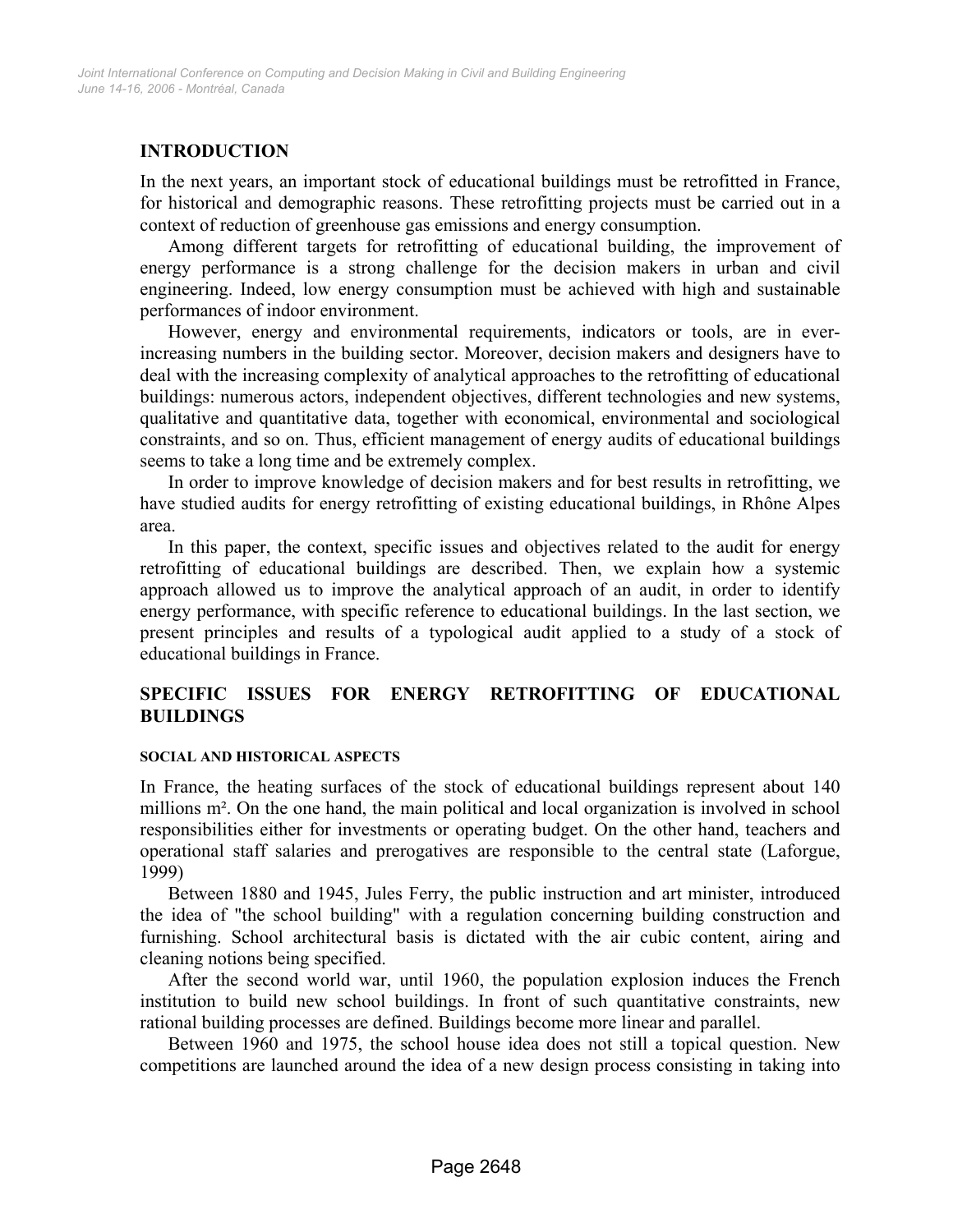## INTRODUCTION

In the next years, an important stock of educational buildings must be retrofitted in France, for historical and demographic reasons. These retrofitting projects must be carried out in a context of reduction of greenhouse gas emissions and energy consumption.

Among different targets for retrofitting of educational building, the improvement of energy performance is a strong challenge for the decision makers in urban and civil engineering. Indeed, low energy consumption must be achieved with high and sustainable performances of indoor environment.

However, energy and environmental requirements, indicators or tools, are in ever-increasing numbers in the building sector. Moreover, decision makers and designers have to deal with the increasing complexity of analytical approaches to the retrofitting of educational buildings: numerous actors, independent objectives, different technologies and new systems, qualitative and quantitative data, together with economical, environmental and sociological constraints, and so on. Thus, efficient management of energy audits of educational buildings seems to take a long time and be extremely complex.

In order to improve knowledge of decision makers and for best results in retrofitting, we have studied audits for energy retrofitting of existing educational buildings, in Rhône Alpes area.

In this paper, the context, specific issues and objectives related to the audit for energy retrofitting of educational buildings are described. Then, we explain how a systemic approach allowed us to improve the analytical approach of an audit, in order to identify energy performance, with specific reference to educational buildings. In the last section, we present principles and results of a typological audit applied to a study of a stock of educational buildings in France.

## SPECIFIC ISSUES FOR ENERGY RETROFITTING OF EDUCATIONAL BUILDINGS

### SOCIAL AND HISTORICAL ASPECTS

In France, the heating surfaces of the stock of educational buildings represent about 140 millions m². On the one hand, the main political and local organization is involved in school responsibilities either for investments or operating budget. On the other hand, teachers and operational staff salaries and prerogatives are responsible to the central state (Laforgue, 1999)

Between 1880 and 1945, Jules Ferry, the public instruction and art minister, introduced the idea of "the school building" with a regulation concerning building construction and furnishing. School architectural basis is dictated with the air cubic content, airing and cleaning notions being specified.

After the second world war, until 1960, the population explosion induces the French institution to build new school buildings. In front of such quantitative constraints, new rational building processes are defined. Buildings become more linear and parallel.

Between 1960 and 1975, the school house idea does not still a topical question. New competitions are launched around the idea of a new design process consisting in taking into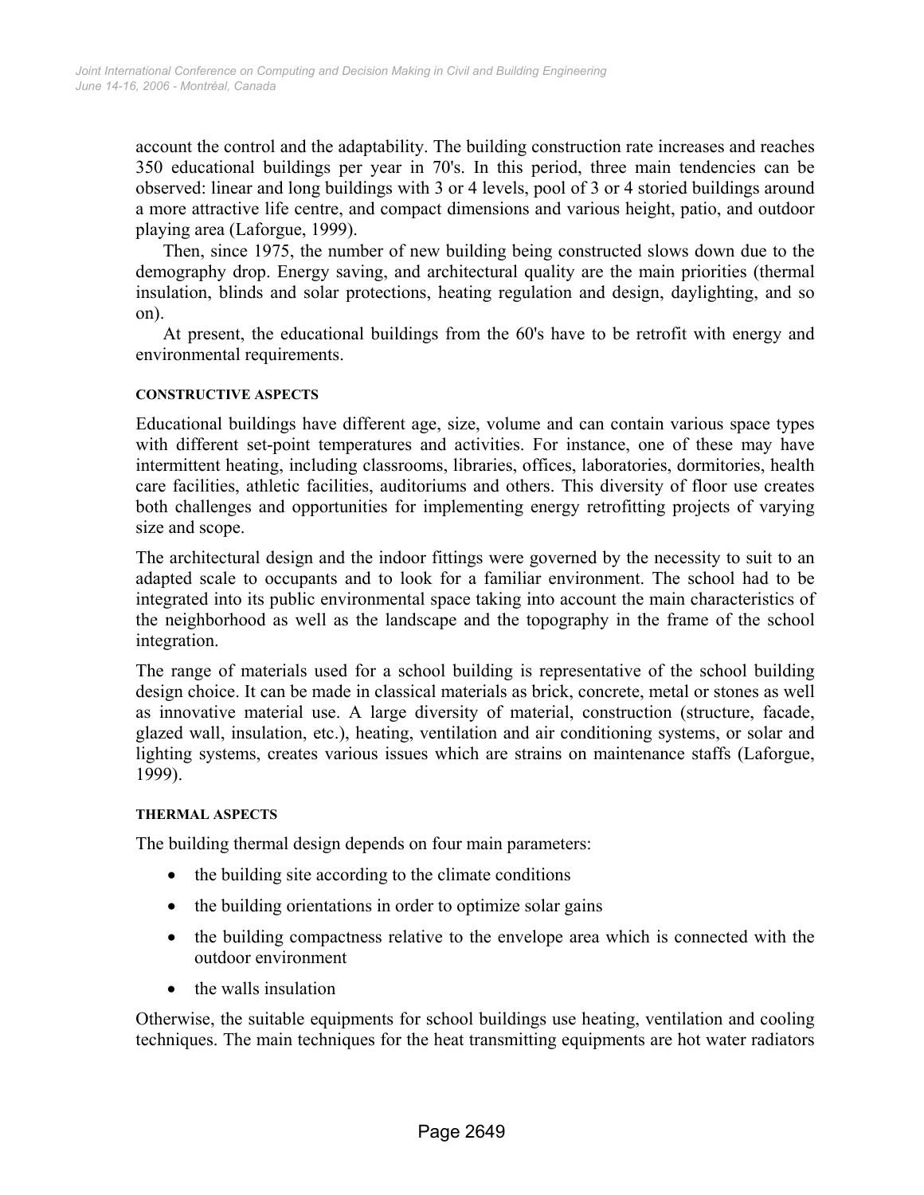account the control and the adaptability. The building construction rate increases and reaches 350 educational buildings per year in 70's. In this period, three main tendencies can be observed: linear and long buildings with 3 or 4 levels, pool of 3 or 4 storied buildings around a more attractive life centre, and compact dimensions and various height, patio, and outdoor playing area (Laforgue, 1999).

Then, since 1975, the number of new building being constructed slows down due to the demography drop. Energy saving, and architectural quality are the main priorities (thermal insulation, blinds and solar protections, heating regulation and design, daylighting, and so on).

At present, the educational buildings from the 60's have to be retrofit with energy and environmental requirements.

#### CONSTRUCTIVE ASPECTS

Educational buildings have different age, size, volume and can contain various space types with different set-point temperatures and activities. For instance, one of these may have intermittent heating, including classrooms, libraries, offices, laboratories, dormitories, health care facilities, athletic facilities, auditoriums and others. This diversity of floor use creates both challenges and opportunities for implementing energy retrofitting projects of varying size and scope.

The architectural design and the indoor fittings were governed by the necessity to suit to an adapted scale to occupants and to look for a familiar environment. The school had to be integrated into its public environmental space taking into account the main characteristics of the neighborhood as well as the landscape and the topography in the frame of the school integration.

The range of materials used for a school building is representative of the school building design choice. It can be made in classical materials as brick, concrete, metal or stones as well as innovative material use. A large diversity of material, construction (structure, facade, glazed wall, insulation, etc.), heating, ventilation and air conditioning systems, or solar and lighting systems, creates various issues which are strains on maintenance staffs (Laforgue, 1999).

#### THERMAL ASPECTS

The building thermal design depends on four main parameters:

- the building site according to the climate conditions
- the building orientations in order to optimize solar gains
- the building compactness relative to the envelope area which is connected with the outdoor environment
- the walls insulation

Otherwise, the suitable equipments for school buildings use heating, ventilation and cooling techniques. The main techniques for the heat transmitting equipments are hot water radiators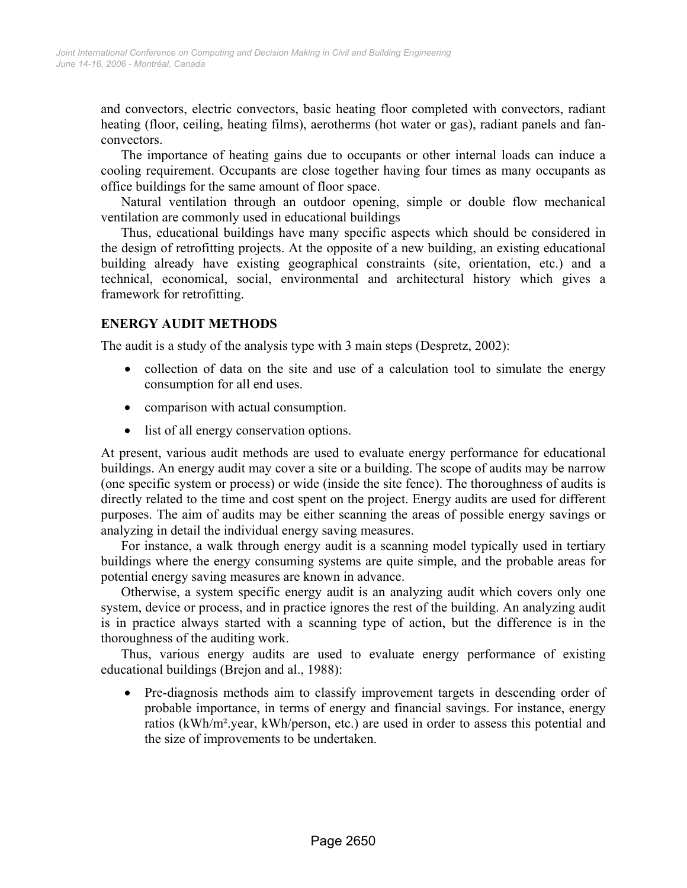and convectors, electric convectors, basic heating floor completed with convectors, radiant heating (floor, ceiling, heating films), aerotherms (hot water or gas), radiant panels and fan-convectors.

The importance of heating gains due to occupants or other internal loads can induce a cooling requirement. Occupants are close together having four times as many occupants as office buildings for the same amount of floor space.

Natural ventilation through an outdoor opening, simple or double flow mechanical ventilation are commonly used in educational buildings

Thus, educational buildings have many specific aspects which should be considered in the design of retrofitting projects. At the opposite of a new building, an existing educational building already have existing geographical constraints (site, orientation, etc.) and a technical, economical, social, environmental and architectural history which gives a framework for retrofitting.

## ENERGY AUDIT METHODS

The audit is a study of the analysis type with 3 main steps (Despretz, 2002):

- collection of data on the site and use of a calculation tool to simulate the energy consumption for all end uses.
- comparison with actual consumption.
- list of all energy conservation options.

At present, various audit methods are used to evaluate energy performance for educational buildings. An energy audit may cover a site or a building. The scope of audits may be narrow (one specific system or process) or wide (inside the site fence). The thoroughness of audits is directly related to the time and cost spent on the project. Energy audits are used for different purposes. The aim of audits may be either scanning the areas of possible energy savings or analyzing in detail the individual energy saving measures.

For instance, a walk through energy audit is a scanning model typically used in tertiary buildings where the energy consuming systems are quite simple, and the probable areas for potential energy saving measures are known in advance.

Otherwise, a system specific energy audit is an analyzing audit which covers only one system, device or process, and in practice ignores the rest of the building. An analyzing audit is in practice always started with a scanning type of action, but the difference is in the thoroughness of the auditing work.

Thus, various energy audits are used to evaluate energy performance of existing educational buildings (Brejon and al., 1988):

- Pre-diagnosis methods aim to classify improvement targets in descending order of probable importance, in terms of energy and financial savings. For instance, energy ratios (kWh/m².year, kWh/person, etc.) are used in order to assess this potential and the size of improvements to be undertaken.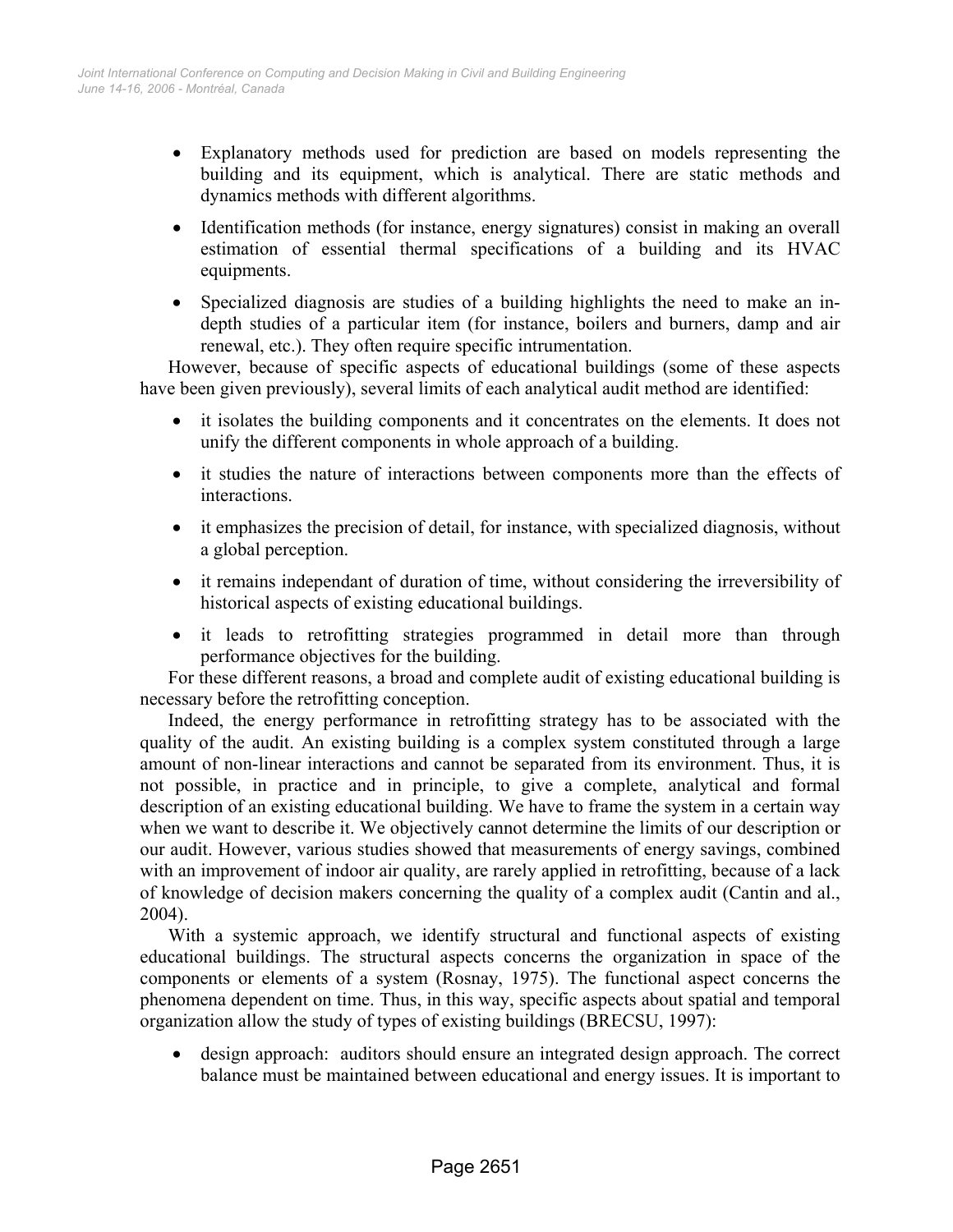- Explanatory methods used for prediction are based on models representing the building and its equipment, which is analytical. There are static methods and dynamics methods with different algorithms.
- Identification methods (for instance, energy signatures) consist in making an overall estimation of essential thermal specifications of a building and its HVAC equipments.
- Specialized diagnosis are studies of a building highlights the need to make an in-depth studies of a particular item (for instance, boilers and burners, damp and air renewal, etc.). They often require specific intrumentation.

However, because of specific aspects of educational buildings (some of these aspects have been given previously), several limits of each analytical audit method are identified:

- it isolates the building components and it concentrates on the elements. It does not unify the different components in whole approach of a building.
- it studies the nature of interactions between components more than the effects of interactions.
- it emphasizes the precision of detail, for instance, with specialized diagnosis, without a global perception.
- it remains independant of duration of time, without considering the irreversibility of historical aspects of existing educational buildings.
- it leads to retrofitting strategies programmed in detail more than through performance objectives for the building.

For these different reasons, a broad and complete audit of existing educational building is necessary before the retrofitting conception.

Indeed, the energy performance in retrofitting strategy has to be associated with the quality of the audit. An existing building is a complex system constituted through a large amount of non-linear interactions and cannot be separated from its environment. Thus, it is not possible, in practice and in principle, to give a complete, analytical and formal description of an existing educational building. We have to frame the system in a certain way when we want to describe it. We objectively cannot determine the limits of our description or our audit. However, various studies showed that measurements of energy savings, combined with an improvement of indoor air quality, are rarely applied in retrofitting, because of a lack of knowledge of decision makers concerning the quality of a complex audit (Cantin and al., 2004).

With a systemic approach, we identify structural and functional aspects of existing educational buildings. The structural aspects concerns the organization in space of the components or elements of a system (Rosnay, 1975). The functional aspect concerns the phenomena dependent on time. Thus, in this way, specific aspects about spatial and temporal organization allow the study of types of existing buildings (BRECSU, 1997):

- design approach: auditors should ensure an integrated design approach. The correct balance must be maintained between educational and energy issues. It is important to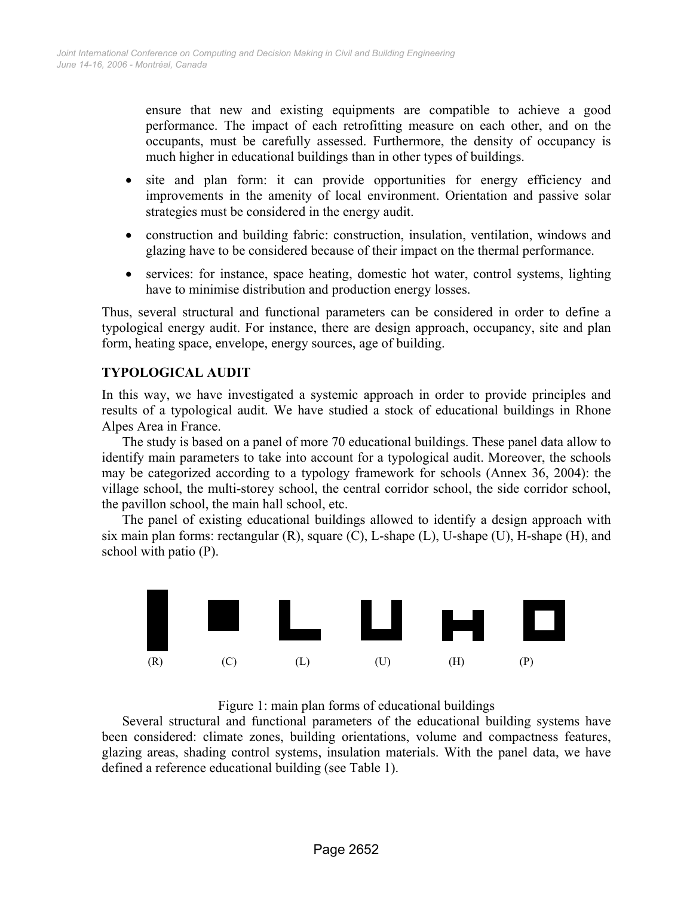ensure that new and existing equipments are compatible to achieve a good performance. The impact of each retrofitting measure on each other, and on the occupants, must be carefully assessed. Furthermore, the density of occupancy is much higher in educational buildings than in other types of buildings.

- site and plan form: it can provide opportunities for energy efficiency and improvements in the amenity of local environment. Orientation and passive solar strategies must be considered in the energy audit.
- construction and building fabric: construction, insulation, ventilation, windows and glazing have to be considered because of their impact on the thermal performance.
- services: for instance, space heating, domestic hot water, control systems, lighting have to minimise distribution and production energy losses.

Thus, several structural and functional parameters can be considered in order to define a typological energy audit. For instance, there are design approach, occupancy, site and plan form, heating space, envelope, energy sources, age of building.

## TYPOLOGICAL AUDIT

In this way, we have investigated a systemic approach in order to provide principles and results of a typological audit. We have studied a stock of educational buildings in Rhone Alpes Area in France.

The study is based on a panel of more 70 educational buildings. These panel data allow to identify main parameters to take into account for a typological audit. Moreover, the schools may be categorized according to a typology framework for schools (Annex 36, 2004): the village school, the multi-storey school, the central corridor school, the side corridor school, the pavillon school, the main hall school, etc.

The panel of existing educational buildings allowed to identify a design approach with six main plan forms: rectangular (R), square (C), L-shape (L), U-shape (U), H-shape (H), and school with patio (P).

(R) (C) (L) (U) (H) (P)

Figure 1: main plan forms of educational buildings

Several structural and functional parameters of the educational building systems have been considered: climate zones, building orientations, volume and compactness features, glazing areas, shading control systems, insulation materials. With the panel data, we have defined a reference educational building (see Table 1).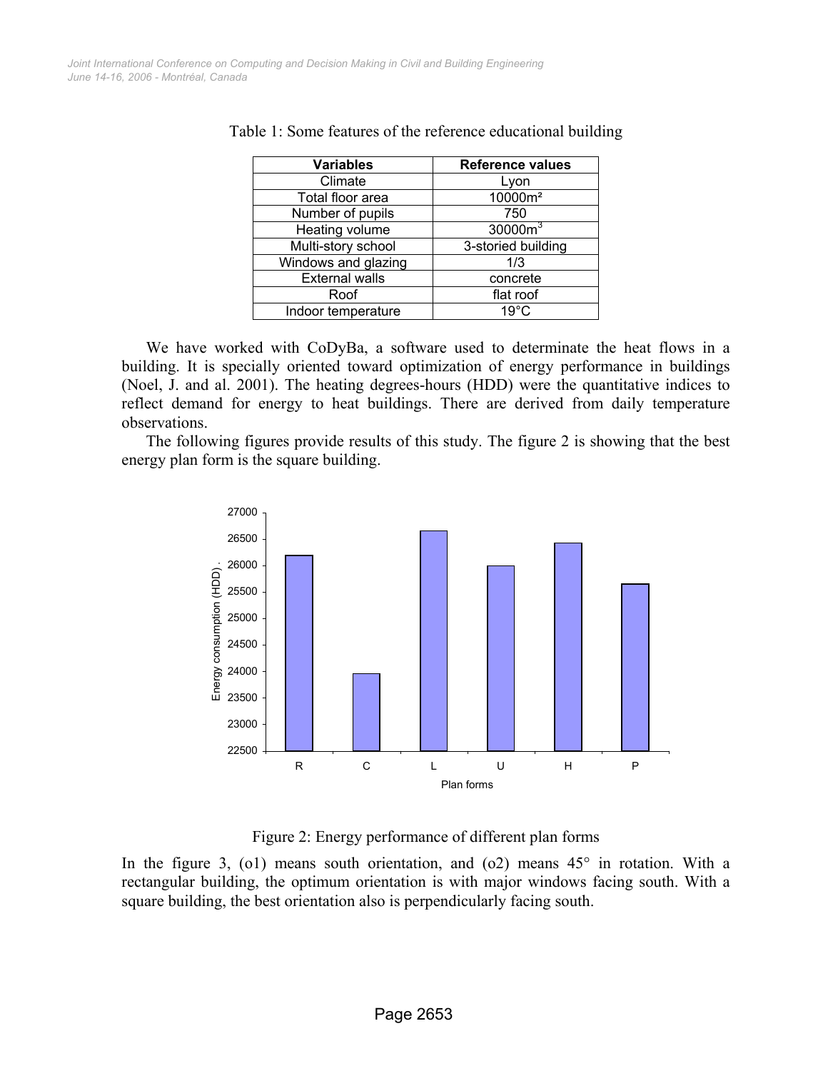Table 1: Some features of the reference educational building

| Variables | Reference values |
| --- | --- |
| Climate | Lyon |
| Total floor area | 10000m² |
| Number of pupils | 750 |
| Heating volume | 30000m$^3$ |
| Multi-story school | 3-storied building |
| Windows and glazing | 1/3 |
| External walls | concrete |
| Roof | flat roof |
| Indoor temperature | 19°C |

We have worked with CoDyBa, a software used to determinate the heat flows in a building. It is specially oriented toward optimization of energy performance in buildings (Noel, J. and al. 2001). The heating degrees-hours (HDD) were the quantitative indices to reflect demand for energy to heat buildings. There are derived from daily temperature observations.

The following figures provide results of this study. The figure 2 is showing that the best energy plan form is the square building.

Figure 2: Energy performance of different plan forms

In the figure 3, (o1) means south orientation, and (o2) means 45° in rotation. With a rectangular building, the optimum orientation is with major windows facing south. With a square building, the best orientation also is perpendicularly facing south.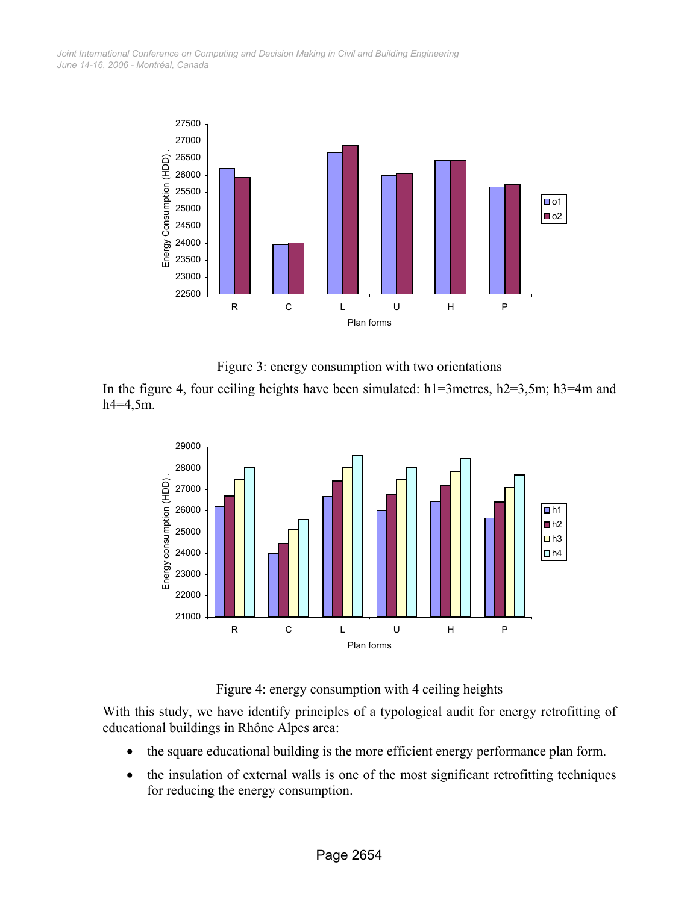Figure 3: energy consumption with two orientations

In the figure 4, four ceiling heights have been simulated: h1=3metres, h2=3,5m; h3=4m and h4=4,5m.

Figure 4: energy consumption with 4 ceiling heights

With this study, we have identify principles of a typological audit for energy retrofitting of educational buildings in Rhône Alpes area:

- the square educational building is the more efficient energy performance plan form.
- the insulation of external walls is one of the most significant retrofitting techniques for reducing the energy consumption.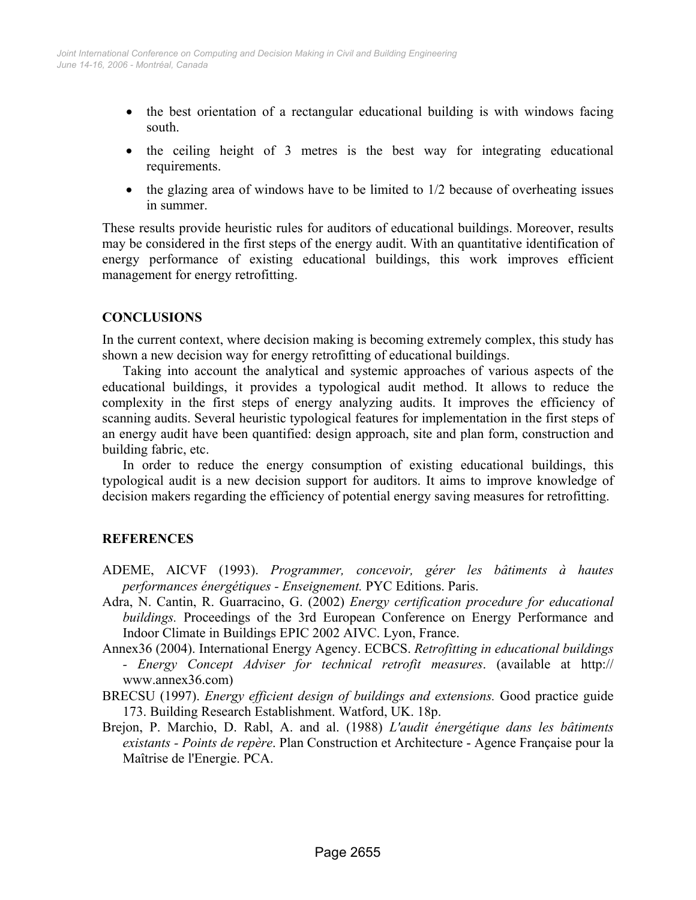- the best orientation of a rectangular educational building is with windows facing south.
- the ceiling height of 3 metres is the best way for integrating educational requirements.
- the glazing area of windows have to be limited to 1/2 because of overheating issues in summer.

These results provide heuristic rules for auditors of educational buildings. Moreover, results may be considered in the first steps of the energy audit. With an quantitative identification of energy performance of existing educational buildings, this work improves efficient management for energy retrofitting.

## CONCLUSIONS

In the current context, where decision making is becoming extremely complex, this study has shown a new decision way for energy retrofitting of educational buildings.

Taking into account the analytical and systemic approaches of various aspects of the educational buildings, it provides a typological audit method. It allows to reduce the complexity in the first steps of energy analyzing audits. It improves the efficiency of scanning audits. Several heuristic typological features for implementation in the first steps of an energy audit have been quantified: design approach, site and plan form, construction and building fabric, etc.

In order to reduce the energy consumption of existing educational buildings, this typological audit is a new decision support for auditors. It aims to improve knowledge of decision makers regarding the efficiency of potential energy saving measures for retrofitting.

## REFERENCES

ADEME, AICVF (1993). *Programmer, concevoir, gérer les bâtiments à hautes performances énergétiques - Enseignement.* PYC Editions. Paris.

Adra, N. Cantin, R. Guarracino, G. (2002) *Energy certification procedure for educational buildings.* Proceedings of the 3rd European Conference on Energy Performance and Indoor Climate in Buildings EPIC 2002 AIVC. Lyon, France.

Annex36 (2004). International Energy Agency. ECBCS. *Retrofitting in educational buildings - Energy Concept Adviser for technical retrofit measures*. (available at http:// www.annex36.com)

BRECSU (1997). *Energy efficient design of buildings and extensions.* Good practice guide 173. Building Research Establishment. Watford, UK. 18p.

Brejon, P. Marchio, D. Rabl, A. and al. (1988) *L'audit énergétique dans les bâtiments existants - Points de repère*. Plan Construction et Architecture - Agence Française pour la Maîtrise de l'Energie. PCA.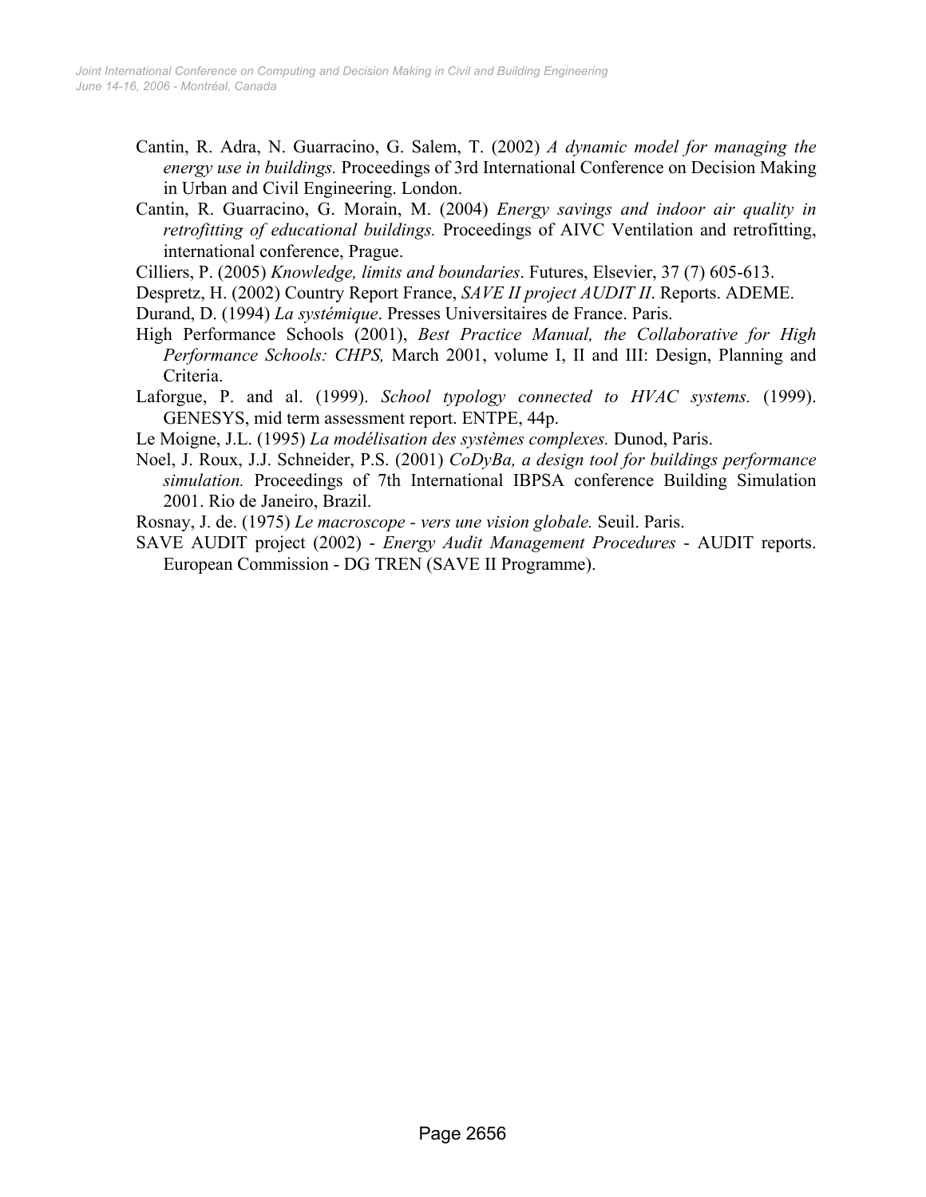Cantin, R. Adra, N. Guarracino, G. Salem, T. (2002) *A dynamic model for managing the energy use in buildings.* Proceedings of 3rd International Conference on Decision Making in Urban and Civil Engineering. London.

Cantin, R. Guarracino, G. Morain, M. (2004) *Energy savings and indoor air quality in retrofitting of educational buildings.* Proceedings of AIVC Ventilation and retrofitting, international conference, Prague.

Cilliers, P. (2005) *Knowledge, limits and boundaries*. Futures, Elsevier, 37 (7) 605-613.

Despretz, H. (2002) Country Report France, *SAVE II project AUDIT II*. Reports. ADEME.

Durand, D. (1994) *La systémique*. Presses Universitaires de France. Paris.

High Performance Schools (2001), *Best Practice Manual, the Collaborative for High Performance Schools: CHPS,* March 2001, volume I, II and III: Design, Planning and Criteria.

Laforgue, P. and al. (1999). *School typology connected to HVAC systems.* (1999). GENESYS, mid term assessment report. ENTPE, 44p.

Le Moigne, J.L. (1995) *La modélisation des systèmes complexes.* Dunod, Paris.

Noel, J. Roux, J.J. Schneider, P.S. (2001) *CoDyBa, a design tool for buildings performance simulation.* Proceedings of 7th International IBPSA conference Building Simulation 2001. Rio de Janeiro, Brazil.

Rosnay, J. de. (1975) *Le macroscope - vers une vision globale.* Seuil. Paris.

SAVE AUDIT project (2002) - *Energy Audit Management Procedures* - AUDIT reports. European Commission - DG TREN (SAVE II Programme).